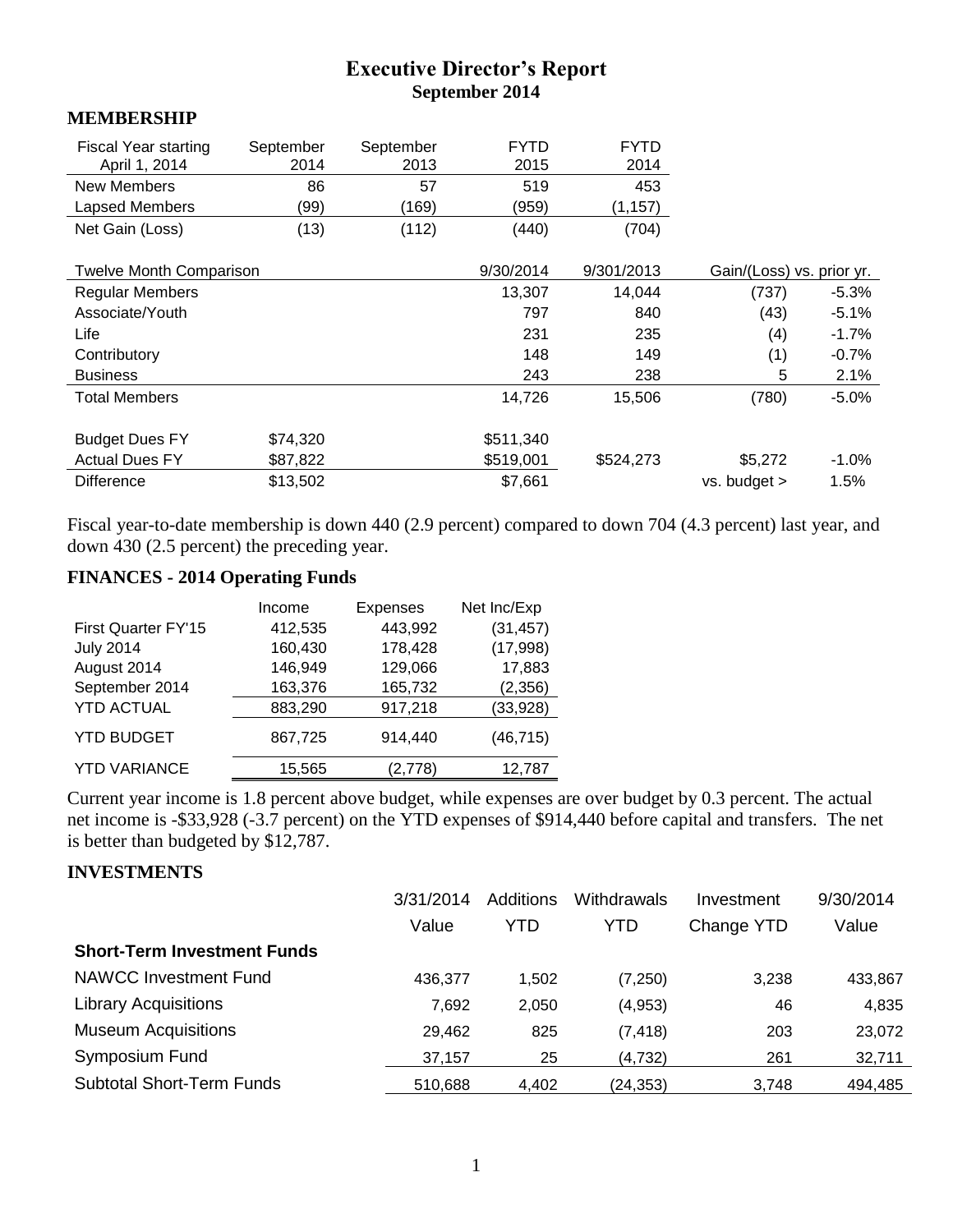# Executive Director's Report

## September 2014

### MEMBERSHIP

| Fiscal Year starting April 1, 2014 | September 2014 | September 2013 | FYTD 2015 | FYTD 2014 |
|---|---|---|---|---|
| New Members | 86 | 57 | 519 | 453 |
| Lapsed Members | (99) | (169) | (959) | (1,157) |
| Net Gain (Loss) | (13) | (112) | (440) | (704) |

| Twelve Month Comparison | | | 9/30/2014 | 9/301/2013 | Gain/(Loss) vs. prior yr. | |
|---|---|---|---|---|---|---|
| Regular Members | | | 13,307 | 14,044 | (737) | -5.3% |
| Associate/Youth | | | 797 | 840 | (43) | -5.1% |
| Life | | | 231 | 235 | (4) | -1.7% |
| Contributory | | | 148 | 149 | (1) | -0.7% |
| Business | | | 243 | 238 | 5 | 2.1% |
| Total Members | | | 14,726 | 15,506 | (780) | -5.0% |
| | | | | | | |
| Budget Dues FY | $74,320 | | $511,340 | | | |
| Actual Dues FY | $87,822 | | $519,001 | $524,273 | $5,272 | -1.0% |
| Difference | $13,502 | | $7,661 | | vs. budget > | 1.5% |

Fiscal year-to-date membership is down 440 (2.9 percent) compared to down 704 (4.3 percent) last year, and down 430 (2.5 percent) the preceding year.

### FINANCES - 2014 Operating Funds

| | Income | Expenses | Net Inc/Exp |
|---|---|---|---|
| First Quarter FY'15 | 412,535 | 443,992 | (31,457) |
| July 2014 | 160,430 | 178,428 | (17,998) |
| August 2014 | 146,949 | 129,066 | 17,883 |
| September 2014 | 163,376 | 165,732 | (2,356) |
| YTD ACTUAL | 883,290 | 917,218 | (33,928) |
| YTD BUDGET | 867,725 | 914,440 | (46,715) |
| YTD VARIANCE | 15,565 | (2,778) | 12,787 |

Current year income is 1.8 percent above budget, while expenses are over budget by 0.3 percent. The actual net income is -$33,928 (-3.7 percent) on the YTD expenses of $914,440 before capital and transfers. The net is better than budgeted by $12,787.

### INVESTMENTS

| | 3/31/2014 Value | Additions YTD | Withdrawals YTD | Investment Change YTD | 9/30/2014 Value |
|---|---|---|---|---|---|
| **Short-Term Investment Funds** | | | | | |
| NAWCC Investment Fund | 436,377 | 1,502 | (7,250) | 3,238 | 433,867 |
| Library Acquisitions | 7,692 | 2,050 | (4,953) | 46 | 4,835 |
| Museum Acquisitions | 29,462 | 825 | (7,418) | 203 | 23,072 |
| Symposium Fund | 37,157 | 25 | (4,732) | 261 | 32,711 |
| Subtotal Short-Term Funds | 510,688 | 4,402 | (24,353) | 3,748 | 494,485 |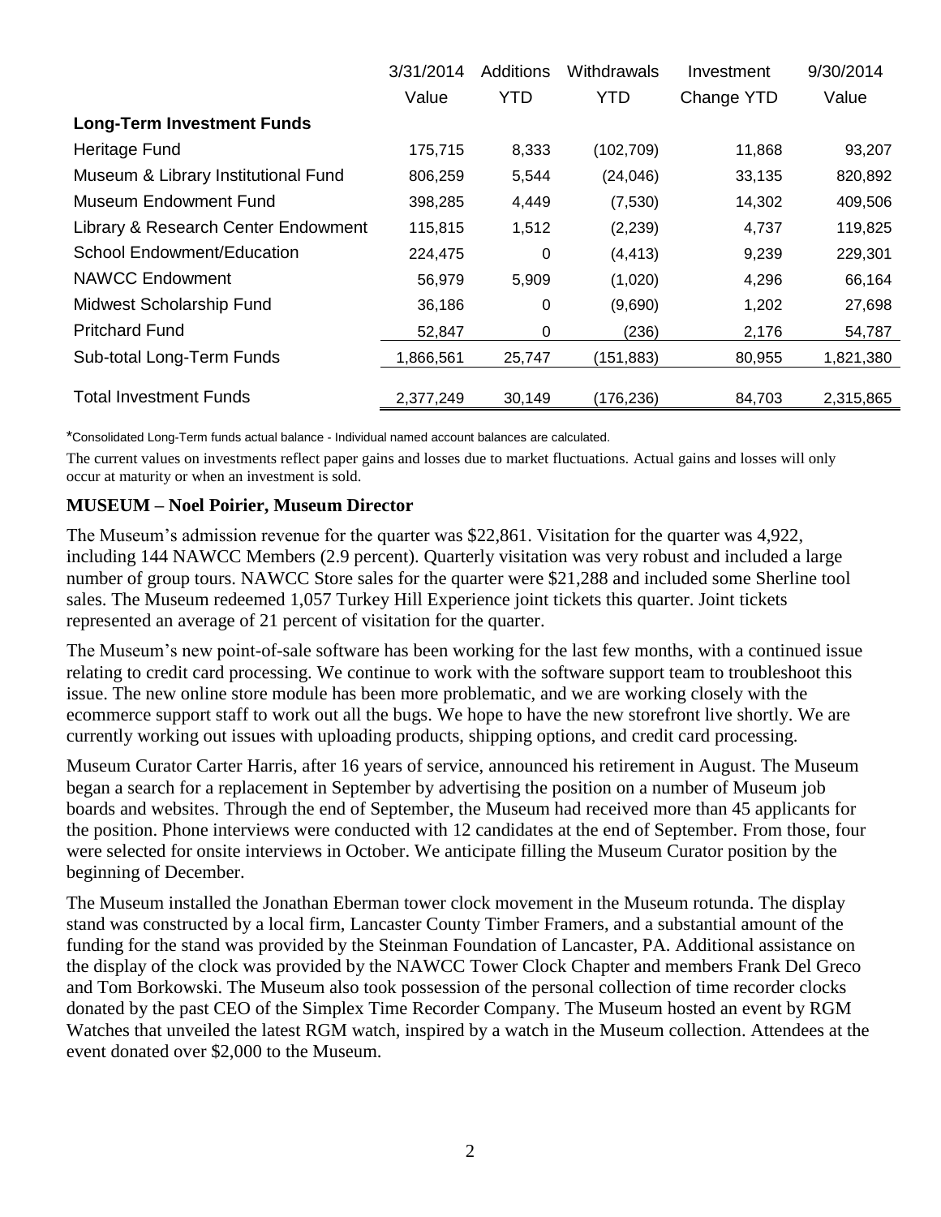| | 3/31/2014 Value | Additions YTD | Withdrawals YTD | Investment Change YTD | 9/30/2014 Value |
|---|---|---|---|---|---|
| **Long-Term Investment Funds** | | | | | |
| Heritage Fund | 175,715 | 8,333 | (102,709) | 11,868 | 93,207 |
| Museum & Library Institutional Fund | 806,259 | 5,544 | (24,046) | 33,135 | 820,892 |
| Museum Endowment Fund | 398,285 | 4,449 | (7,530) | 14,302 | 409,506 |
| Library & Research Center Endowment | 115,815 | 1,512 | (2,239) | 4,737 | 119,825 |
| School Endowment/Education | 224,475 | 0 | (4,413) | 9,239 | 229,301 |
| NAWCC Endowment | 56,979 | 5,909 | (1,020) | 4,296 | 66,164 |
| Midwest Scholarship Fund | 36,186 | 0 | (9,690) | 1,202 | 27,698 |
| Pritchard Fund | 52,847 | 0 | (236) | 2,176 | 54,787 |
| Sub-total Long-Term Funds | 1,866,561 | 25,747 | (151,883) | 80,955 | 1,821,380 |
| Total Investment Funds | 2,377,249 | 30,149 | (176,236) | 84,703 | 2,315,865 |

*Consolidated Long-Term funds actual balance - Individual named account balances are calculated.

The current values on investments reflect paper gains and losses due to market fluctuations. Actual gains and losses will only occur at maturity or when an investment is sold.

**MUSEUM – Noel Poirier, Museum Director**

The Museum's admission revenue for the quarter was $22,861. Visitation for the quarter was 4,922, including 144 NAWCC Members (2.9 percent). Quarterly visitation was very robust and included a large number of group tours. NAWCC Store sales for the quarter were $21,288 and included some Sherline tool sales. The Museum redeemed 1,057 Turkey Hill Experience joint tickets this quarter. Joint tickets represented an average of 21 percent of visitation for the quarter.

The Museum's new point-of-sale software has been working for the last few months, with a continued issue relating to credit card processing. We continue to work with the software support team to troubleshoot this issue. The new online store module has been more problematic, and we are working closely with the ecommerce support staff to work out all the bugs. We hope to have the new storefront live shortly. We are currently working out issues with uploading products, shipping options, and credit card processing.

Museum Curator Carter Harris, after 16 years of service, announced his retirement in August. The Museum began a search for a replacement in September by advertising the position on a number of Museum job boards and websites. Through the end of September, the Museum had received more than 45 applicants for the position. Phone interviews were conducted with 12 candidates at the end of September. From those, four were selected for onsite interviews in October. We anticipate filling the Museum Curator position by the beginning of December.

The Museum installed the Jonathan Eberman tower clock movement in the Museum rotunda. The display stand was constructed by a local firm, Lancaster County Timber Framers, and a substantial amount of the funding for the stand was provided by the Steinman Foundation of Lancaster, PA. Additional assistance on the display of the clock was provided by the NAWCC Tower Clock Chapter and members Frank Del Greco and Tom Borkowski. The Museum also took possession of the personal collection of time recorder clocks donated by the past CEO of the Simplex Time Recorder Company. The Museum hosted an event by RGM Watches that unveiled the latest RGM watch, inspired by a watch in the Museum collection. Attendees at the event donated over $2,000 to the Museum.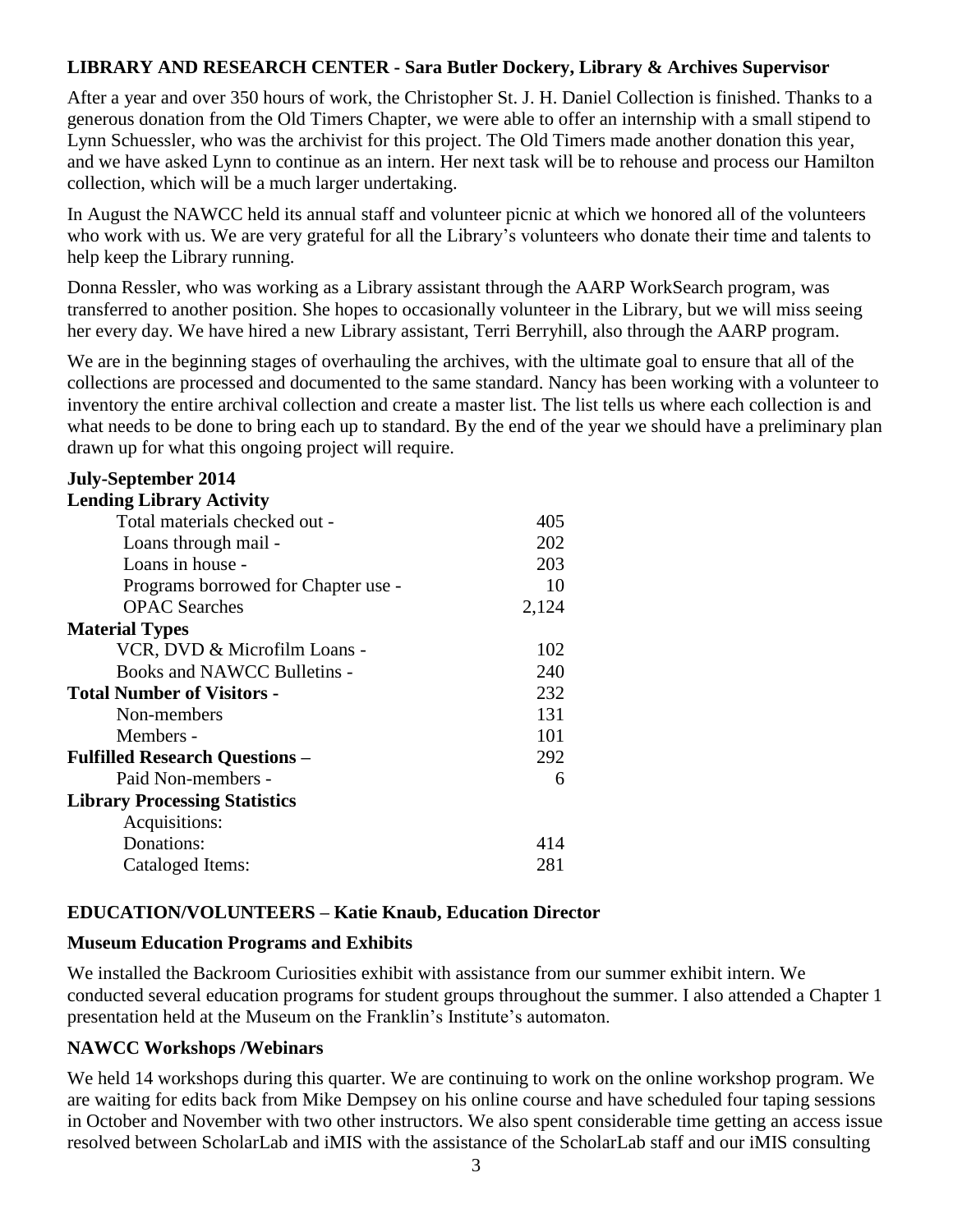### LIBRARY AND RESEARCH CENTER - Sara Butler Dockery, Library & Archives Supervisor

After a year and over 350 hours of work, the Christopher St. J. H. Daniel Collection is finished. Thanks to a generous donation from the Old Timers Chapter, we were able to offer an internship with a small stipend to Lynn Schuessler, who was the archivist for this project. The Old Timers made another donation this year, and we have asked Lynn to continue as an intern. Her next task will be to rehouse and process our Hamilton collection, which will be a much larger undertaking.

In August the NAWCC held its annual staff and volunteer picnic at which we honored all of the volunteers who work with us. We are very grateful for all the Library's volunteers who donate their time and talents to help keep the Library running.

Donna Ressler, who was working as a Library assistant through the AARP WorkSearch program, was transferred to another position. She hopes to occasionally volunteer in the Library, but we will miss seeing her every day. We have hired a new Library assistant, Terri Berryhill, also through the AARP program.

We are in the beginning stages of overhauling the archives, with the ultimate goal to ensure that all of the collections are processed and documented to the same standard. Nancy has been working with a volunteer to inventory the entire archival collection and create a master list. The list tells us where each collection is and what needs to be done to bring each up to standard. By the end of the year we should have a preliminary plan drawn up for what this ongoing project will require.

**July-September 2014**

| **Lending Library Activity** | |
|---|---|
| Total materials checked out - | 405 |
| Loans through mail - | 202 |
| Loans in house - | 203 |
| Programs borrowed for Chapter use - | 10 |
| OPAC Searches | 2,124 |
| **Material Types** | |
| VCR, DVD & Microfilm Loans - | 102 |
| Books and NAWCC Bulletins - | 240 |
| **Total Number of Visitors -** | 232 |
| Non-members | 131 |
| Members - | 101 |
| **Fulfilled Research Questions –** | 292 |
| Paid Non-members - | 6 |
| **Library Processing Statistics** | |
| Acquisitions: | |
| Donations: | 414 |
| Cataloged Items: | 281 |

### EDUCATION/VOLUNTEERS – Katie Knaub, Education Director

#### Museum Education Programs and Exhibits

We installed the Backroom Curiosities exhibit with assistance from our summer exhibit intern. We conducted several education programs for student groups throughout the summer. I also attended a Chapter 1 presentation held at the Museum on the Franklin's Institute's automaton.

#### NAWCC Workshops /Webinars

We held 14 workshops during this quarter. We are continuing to work on the online workshop program. We are waiting for edits back from Mike Dempsey on his online course and have scheduled four taping sessions in October and November with two other instructors. We also spent considerable time getting an access issue resolved between ScholarLab and iMIS with the assistance of the ScholarLab staff and our iMIS consulting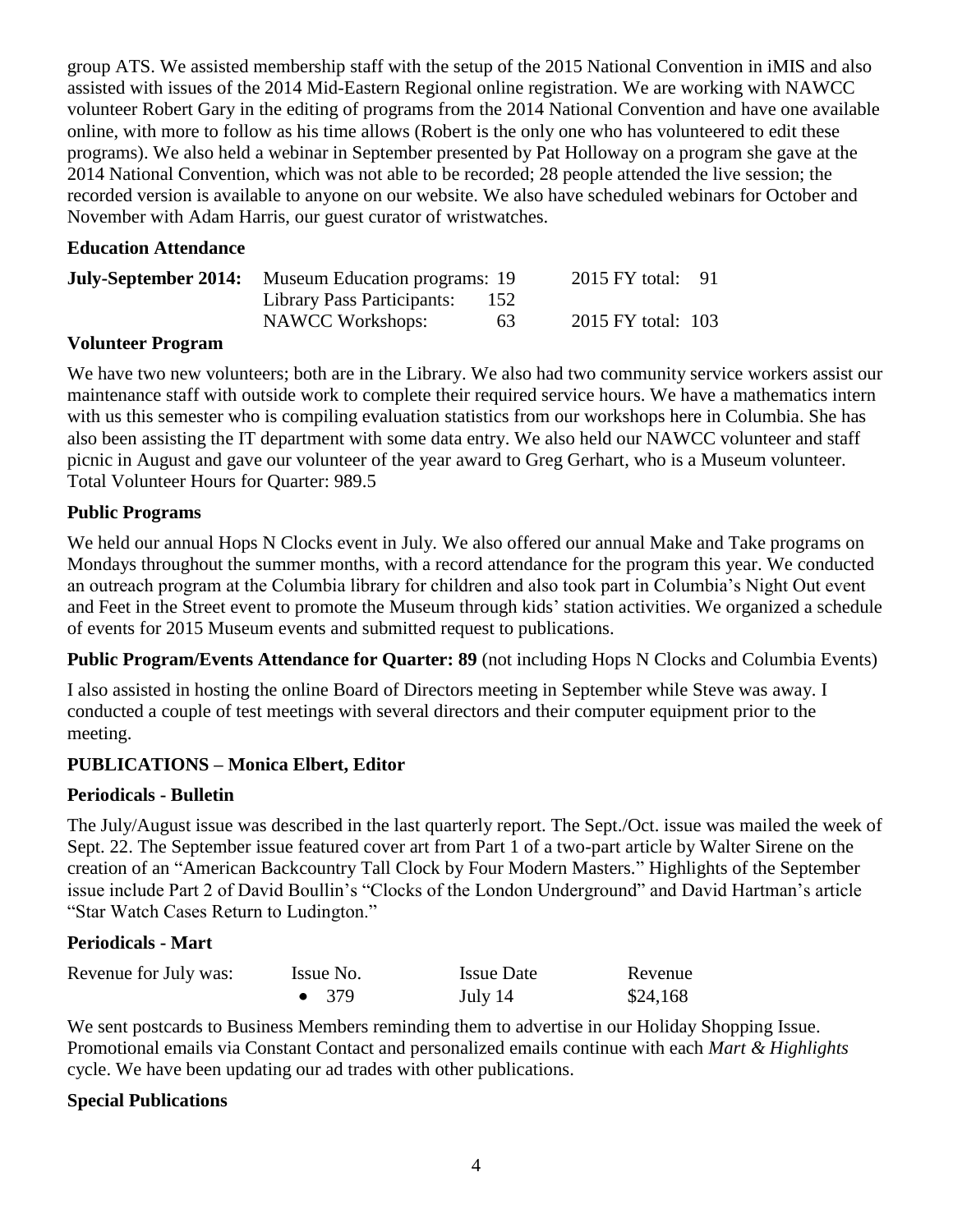group ATS. We assisted membership staff with the setup of the 2015 National Convention in iMIS and also assisted with issues of the 2014 Mid-Eastern Regional online registration. We are working with NAWCC volunteer Robert Gary in the editing of programs from the 2014 National Convention and have one available online, with more to follow as his time allows (Robert is the only one who has volunteered to edit these programs). We also held a webinar in September presented by Pat Holloway on a program she gave at the 2014 National Convention, which was not able to be recorded; 28 people attended the live session; the recorded version is available to anyone on our website. We also have scheduled webinars for October and November with Adam Harris, our guest curator of wristwatches.

**Education Attendance**

| **July-September 2014:** | Museum Education programs: | 19 | 2015 FY total: 91 |
|---|---|---|---|
| | Library Pass Participants: | 152 | |
| | NAWCC Workshops: | 63 | 2015 FY total: 103 |

**Volunteer Program**

We have two new volunteers; both are in the Library. We also had two community service workers assist our maintenance staff with outside work to complete their required service hours. We have a mathematics intern with us this semester who is compiling evaluation statistics from our workshops here in Columbia. She has also been assisting the IT department with some data entry. We also held our NAWCC volunteer and staff picnic in August and gave our volunteer of the year award to Greg Gerhart, who is a Museum volunteer. Total Volunteer Hours for Quarter: 989.5

**Public Programs**

We held our annual Hops N Clocks event in July. We also offered our annual Make and Take programs on Mondays throughout the summer months, with a record attendance for the program this year. We conducted an outreach program at the Columbia library for children and also took part in Columbia's Night Out event and Feet in the Street event to promote the Museum through kids' station activities. We organized a schedule of events for 2015 Museum events and submitted request to publications.

**Public Program/Events Attendance for Quarter: 89** (not including Hops N Clocks and Columbia Events)

I also assisted in hosting the online Board of Directors meeting in September while Steve was away. I conducted a couple of test meetings with several directors and their computer equipment prior to the meeting.

**PUBLICATIONS – Monica Elbert, Editor**

**Periodicals - Bulletin**

The July/August issue was described in the last quarterly report. The Sept./Oct. issue was mailed the week of Sept. 22. The September issue featured cover art from Part 1 of a two-part article by Walter Sirene on the creation of an "American Backcountry Tall Clock by Four Modern Masters." Highlights of the September issue include Part 2 of David Boullin's "Clocks of the London Underground" and David Hartman's article "Star Watch Cases Return to Ludington."

**Periodicals - Mart**

| Revenue for July was: | Issue No. | Issue Date | Revenue |
|---|---|---|---|
| | • 379 | July 14 | $24,168 |

We sent postcards to Business Members reminding them to advertise in our Holiday Shopping Issue. Promotional emails via Constant Contact and personalized emails continue with each *Mart & Highlights* cycle. We have been updating our ad trades with other publications.

**Special Publications**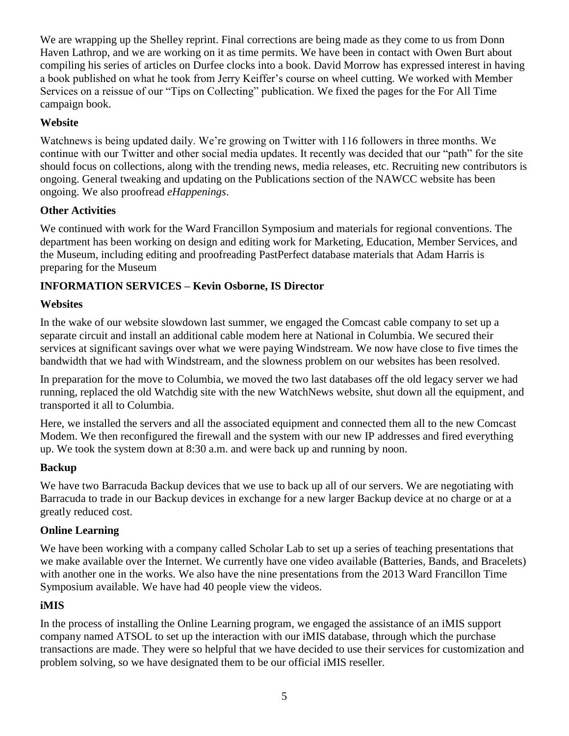We are wrapping up the Shelley reprint. Final corrections are being made as they come to us from Donn Haven Lathrop, and we are working on it as time permits. We have been in contact with Owen Burt about compiling his series of articles on Durfee clocks into a book. David Morrow has expressed interest in having a book published on what he took from Jerry Keiffer's course on wheel cutting. We worked with Member Services on a reissue of our "Tips on Collecting" publication. We fixed the pages for the For All Time campaign book.

### Website

Watchnews is being updated daily. We're growing on Twitter with 116 followers in three months. We continue with our Twitter and other social media updates. It recently was decided that our "path" for the site should focus on collections, along with the trending news, media releases, etc. Recruiting new contributors is ongoing. General tweaking and updating on the Publications section of the NAWCC website has been ongoing. We also proofread *eHappenings*.

### Other Activities

We continued with work for the Ward Francillon Symposium and materials for regional conventions. The department has been working on design and editing work for Marketing, Education, Member Services, and the Museum, including editing and proofreading PastPerfect database materials that Adam Harris is preparing for the Museum

## INFORMATION SERVICES – Kevin Osborne, IS Director

### Websites

In the wake of our website slowdown last summer, we engaged the Comcast cable company to set up a separate circuit and install an additional cable modem here at National in Columbia. We secured their services at significant savings over what we were paying Windstream. We now have close to five times the bandwidth that we had with Windstream, and the slowness problem on our websites has been resolved.

In preparation for the move to Columbia, we moved the two last databases off the old legacy server we had running, replaced the old Watchdig site with the new WatchNews website, shut down all the equipment, and transported it all to Columbia.

Here, we installed the servers and all the associated equipment and connected them all to the new Comcast Modem. We then reconfigured the firewall and the system with our new IP addresses and fired everything up. We took the system down at 8:30 a.m. and were back up and running by noon.

### Backup

We have two Barracuda Backup devices that we use to back up all of our servers. We are negotiating with Barracuda to trade in our Backup devices in exchange for a new larger Backup device at no charge or at a greatly reduced cost.

### Online Learning

We have been working with a company called Scholar Lab to set up a series of teaching presentations that we make available over the Internet. We currently have one video available (Batteries, Bands, and Bracelets) with another one in the works. We also have the nine presentations from the 2013 Ward Francillon Time Symposium available. We have had 40 people view the videos.

### iMIS

In the process of installing the Online Learning program, we engaged the assistance of an iMIS support company named ATSOL to set up the interaction with our iMIS database, through which the purchase transactions are made. They were so helpful that we have decided to use their services for customization and problem solving, so we have designated them to be our official iMIS reseller.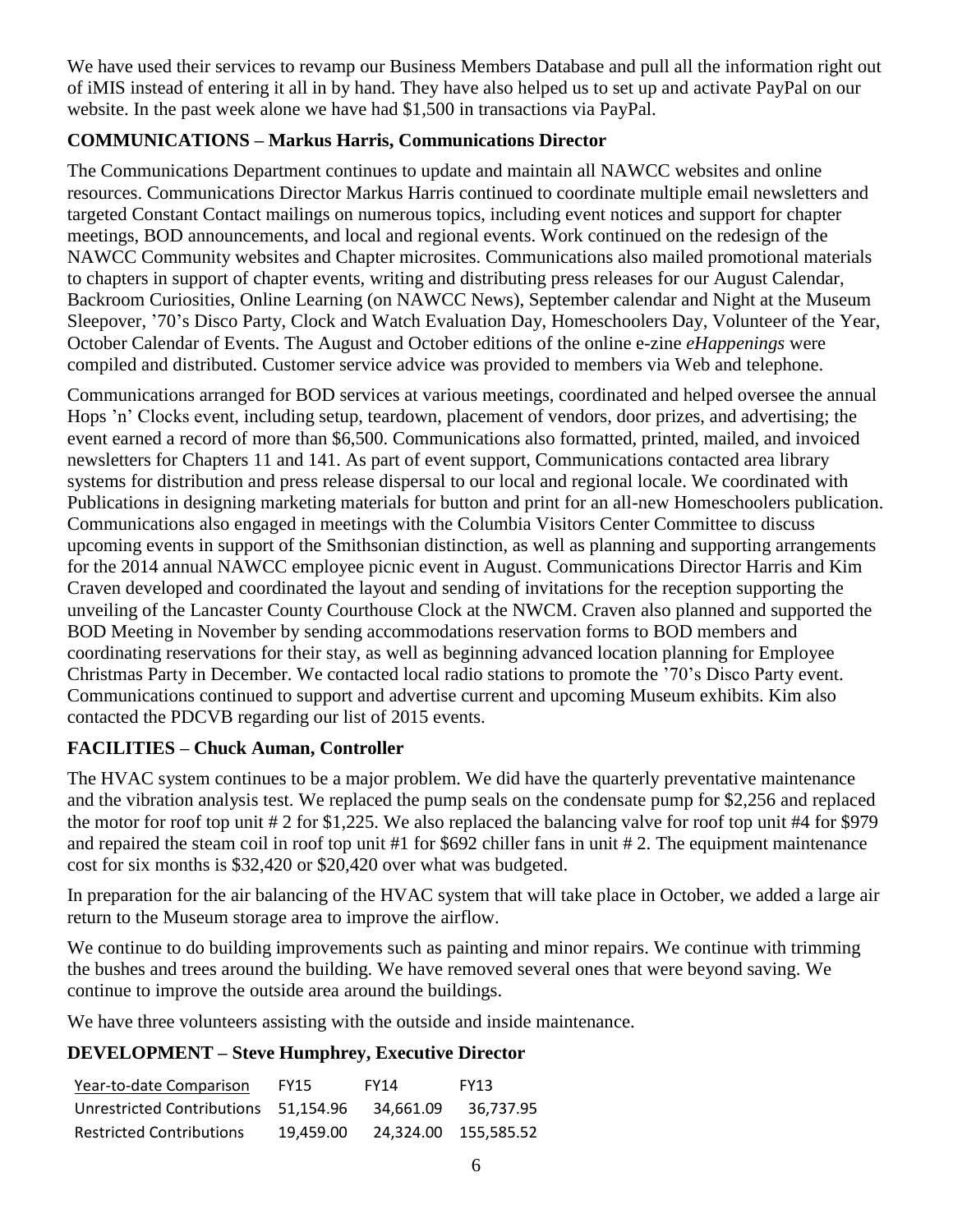We have used their services to revamp our Business Members Database and pull all the information right out of iMIS instead of entering it all in by hand. They have also helped us to set up and activate PayPal on our website. In the past week alone we have had $1,500 in transactions via PayPal.

## COMMUNICATIONS – Markus Harris, Communications Director

The Communications Department continues to update and maintain all NAWCC websites and online resources. Communications Director Markus Harris continued to coordinate multiple email newsletters and targeted Constant Contact mailings on numerous topics, including event notices and support for chapter meetings, BOD announcements, and local and regional events. Work continued on the redesign of the NAWCC Community websites and Chapter microsites. Communications also mailed promotional materials to chapters in support of chapter events, writing and distributing press releases for our August Calendar, Backroom Curiosities, Online Learning (on NAWCC News), September calendar and Night at the Museum Sleepover, '70's Disco Party, Clock and Watch Evaluation Day, Homeschoolers Day, Volunteer of the Year, October Calendar of Events. The August and October editions of the online e-zine *eHappenings* were compiled and distributed. Customer service advice was provided to members via Web and telephone.

Communications arranged for BOD services at various meetings, coordinated and helped oversee the annual Hops 'n' Clocks event, including setup, teardown, placement of vendors, door prizes, and advertising; the event earned a record of more than $6,500. Communications also formatted, printed, mailed, and invoiced newsletters for Chapters 11 and 141. As part of event support, Communications contacted area library systems for distribution and press release dispersal to our local and regional locale. We coordinated with Publications in designing marketing materials for button and print for an all-new Homeschoolers publication. Communications also engaged in meetings with the Columbia Visitors Center Committee to discuss upcoming events in support of the Smithsonian distinction, as well as planning and supporting arrangements for the 2014 annual NAWCC employee picnic event in August. Communications Director Harris and Kim Craven developed and coordinated the layout and sending of invitations for the reception supporting the unveiling of the Lancaster County Courthouse Clock at the NWCM. Craven also planned and supported the BOD Meeting in November by sending accommodations reservation forms to BOD members and coordinating reservations for their stay, as well as beginning advanced location planning for Employee Christmas Party in December. We contacted local radio stations to promote the '70's Disco Party event. Communications continued to support and advertise current and upcoming Museum exhibits. Kim also contacted the PDCVB regarding our list of 2015 events.

## FACILITIES – Chuck Auman, Controller

The HVAC system continues to be a major problem. We did have the quarterly preventative maintenance and the vibration analysis test. We replaced the pump seals on the condensate pump for $2,256 and replaced the motor for roof top unit # 2 for $1,225. We also replaced the balancing valve for roof top unit #4 for $979 and repaired the steam coil in roof top unit #1 for $692 chiller fans in unit # 2. The equipment maintenance cost for six months is $32,420 or $20,420 over what was budgeted.

In preparation for the air balancing of the HVAC system that will take place in October, we added a large air return to the Museum storage area to improve the airflow.

We continue to do building improvements such as painting and minor repairs. We continue with trimming the bushes and trees around the building. We have removed several ones that were beyond saving. We continue to improve the outside area around the buildings.

We have three volunteers assisting with the outside and inside maintenance.

## DEVELOPMENT – Steve Humphrey, Executive Director

| Year-to-date Comparison | FY15 | FY14 | FY13 |
|---|---|---|---|
| Unrestricted Contributions | 51,154.96 | 34,661.09 | 36,737.95 |
| Restricted Contributions | 19,459.00 | 24,324.00 | 155,585.52 |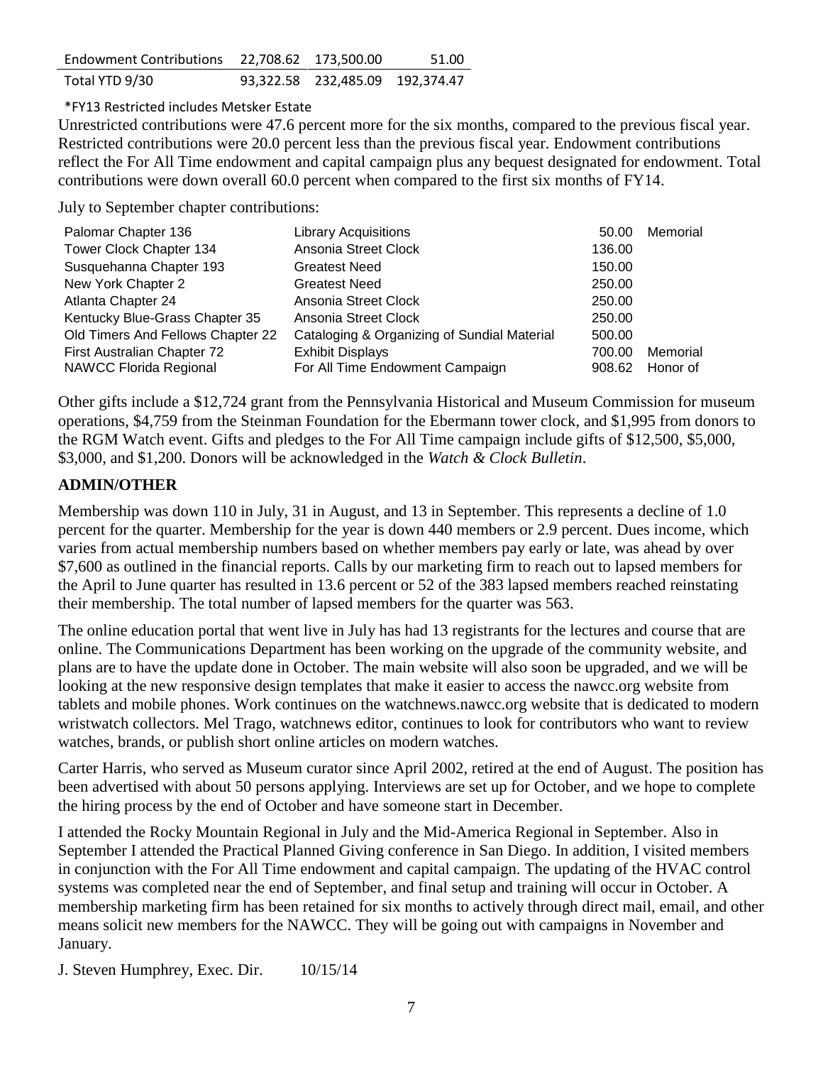| | | | |
|---|---|---|---|
| Endowment Contributions | 22,708.62 | 173,500.00 | 51.00 |
| Total YTD 9/30 | 93,322.58 | 232,485.09 | 192,374.47 |

*FY13 Restricted includes Metsker Estate

Unrestricted contributions were 47.6 percent more for the six months, compared to the previous fiscal year. Restricted contributions were 20.0 percent less than the previous fiscal year. Endowment contributions reflect the For All Time endowment and capital campaign plus any bequest designated for endowment. Total contributions were down overall 60.0 percent when compared to the first six months of FY14.

July to September chapter contributions:

| | | | |
|---|---|---|---|
| Palomar Chapter 136 | Library Acquisitions | 50.00 | Memorial |
| Tower Clock Chapter 134 | Ansonia Street Clock | 136.00 | |
| Susquehanna Chapter 193 | Greatest Need | 150.00 | |
| New York Chapter 2 | Greatest Need | 250.00 | |
| Atlanta Chapter 24 | Ansonia Street Clock | 250.00 | |
| Kentucky Blue-Grass Chapter 35 | Ansonia Street Clock | 250.00 | |
| Old Timers And Fellows Chapter 22 | Cataloging & Organizing of Sundial Material | 500.00 | |
| First Australian Chapter 72 | Exhibit Displays | 700.00 | Memorial |
| NAWCC Florida Regional | For All Time Endowment Campaign | 908.62 | Honor of |

Other gifts include a $12,724 grant from the Pennsylvania Historical and Museum Commission for museum operations, $4,759 from the Steinman Foundation for the Ebermann tower clock, and $1,995 from donors to the RGM Watch event. Gifts and pledges to the For All Time campaign include gifts of $12,500, $5,000, $3,000, and $1,200. Donors will be acknowledged in the *Watch & Clock Bulletin*.

**ADMIN/OTHER**

Membership was down 110 in July, 31 in August, and 13 in September. This represents a decline of 1.0 percent for the quarter. Membership for the year is down 440 members or 2.9 percent. Dues income, which varies from actual membership numbers based on whether members pay early or late, was ahead by over $7,600 as outlined in the financial reports. Calls by our marketing firm to reach out to lapsed members for the April to June quarter has resulted in 13.6 percent or 52 of the 383 lapsed members reached reinstating their membership. The total number of lapsed members for the quarter was 563.

The online education portal that went live in July has had 13 registrants for the lectures and course that are online. The Communications Department has been working on the upgrade of the community website, and plans are to have the update done in October. The main website will also soon be upgraded, and we will be looking at the new responsive design templates that make it easier to access the nawcc.org website from tablets and mobile phones. Work continues on the watchnews.nawcc.org website that is dedicated to modern wristwatch collectors. Mel Trago, watchnews editor, continues to look for contributors who want to review watches, brands, or publish short online articles on modern watches.

Carter Harris, who served as Museum curator since April 2002, retired at the end of August. The position has been advertised with about 50 persons applying. Interviews are set up for October, and we hope to complete the hiring process by the end of October and have someone start in December.

I attended the Rocky Mountain Regional in July and the Mid-America Regional in September. Also in September I attended the Practical Planned Giving conference in San Diego. In addition, I visited members in conjunction with the For All Time endowment and capital campaign. The updating of the HVAC control systems was completed near the end of September, and final setup and training will occur in October. A membership marketing firm has been retained for six months to actively through direct mail, email, and other means solicit new members for the NAWCC. They will be going out with campaigns in November and January.

J. Steven Humphrey, Exec. Dir. 10/15/14